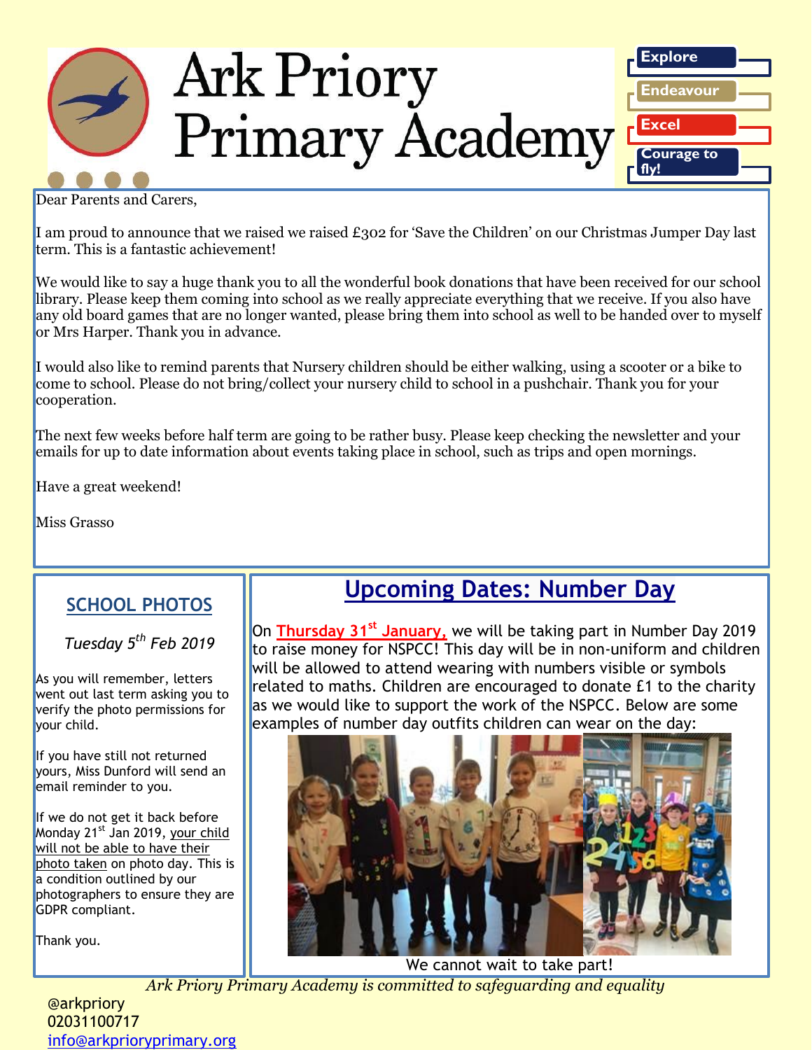# Ark Priory Primary Academy

Explore
Endeavour
Excel
Courage to fly!

Dear Parents and Carers,

I am proud to announce that we raised we raised £302 for 'Save the Children' on our Christmas Jumper Day last term. This is a fantastic achievement!

We would like to say a huge thank you to all the wonderful book donations that have been received for our school library. Please keep them coming into school as we really appreciate everything that we receive. If you also have any old board games that are no longer wanted, please bring them into school as well to be handed over to myself or Mrs Harper. Thank you in advance.

I would also like to remind parents that Nursery children should be either walking, using a scooter or a bike to come to school. Please do not bring/collect your nursery child to school in a pushchair. Thank you for your cooperation.

The next few weeks before half term are going to be rather busy. Please keep checking the newsletter and your emails for up to date information about events taking place in school, such as trips and open mornings.

Have a great weekend!

Miss Grasso

## SCHOOL PHOTOS

*Tuesday 5th Feb 2019*

As you will remember, letters went out last term asking you to verify the photo permissions for your child.

If you have still not returned yours, Miss Dunford will send an email reminder to you.

If we do not get it back before Monday 21st Jan 2019, your child will not be able to have their photo taken on photo day. This is a condition outlined by our photographers to ensure they are GDPR compliant.

Thank you.

## Upcoming Dates: Number Day

On **Thursday 31st January,** we will be taking part in Number Day 2019 to raise money for NSPCC! This day will be in non-uniform and children will be allowed to attend wearing with numbers visible or symbols related to maths. Children are encouraged to donate £1 to the charity as we would like to support the work of the NSPCC. Below are some examples of number day outfits children can wear on the day:

We cannot wait to take part!

*Ark Priory Primary Academy is committed to safeguarding and equality*

@arkpriory
02031100717
info@arkprioryprimary.org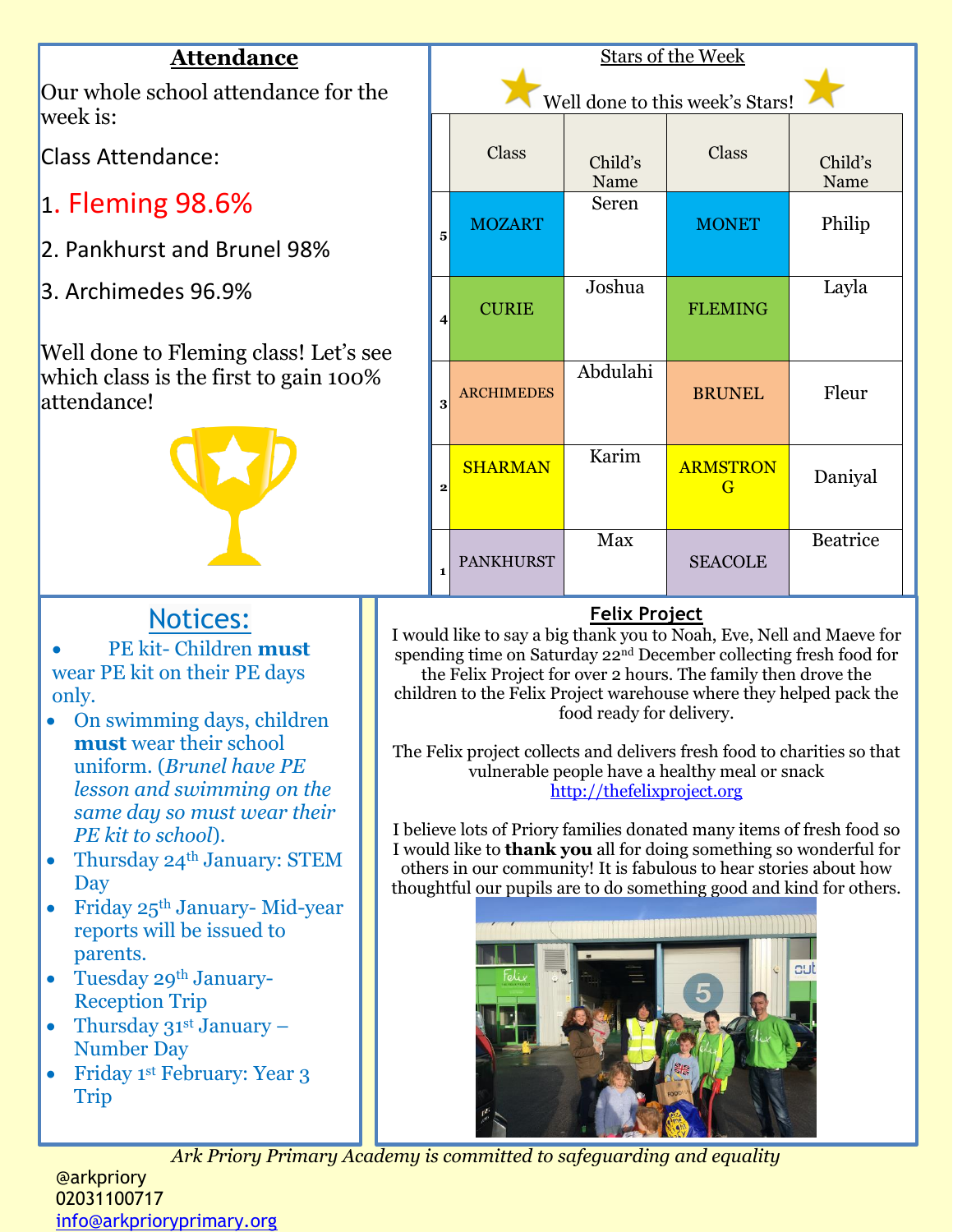## Attendance

Our whole school attendance for the week is:

Class Attendance:

1. Fleming 98.6%
2. Pankhurst and Brunel 98%
3. Archimedes 96.9%

Well done to Fleming class! Let's see which class is the first to gain 100% attendance!

## Stars of the Week

Well done to this week's Stars!

| | Class | Child's Name | Class | Child's Name |
|---|---|---|---|---|
| 5 | MOZART | Seren | MONET | Philip |
| 4 | CURIE | Joshua | FLEMING | Layla |
| 3 | ARCHIMEDES | Abdulahi | BRUNEL | Fleur |
| 2 | SHARMAN | Karim | ARMSTRONG | Daniyal |
| 1 | PANKHURST | Max | SEACOLE | Beatrice |

## Notices:

- PE kit- Children **must** wear PE kit on their PE days only.
- On swimming days, children **must** wear their school uniform. (*Brunel have PE lesson and swimming on the same day so must wear their PE kit to school*).
- Thursday 24th January: STEM Day
- Friday 25th January- Mid-year reports will be issued to parents.
- Tuesday 29th January- Reception Trip
- Thursday 31st January – Number Day
- Friday 1st February: Year 3 Trip

## Felix Project

I would like to say a big thank you to Noah, Eve, Nell and Maeve for spending time on Saturday 22nd December collecting fresh food for the Felix Project for over 2 hours. The family then drove the children to the Felix Project warehouse where they helped pack the food ready for delivery.

The Felix project collects and delivers fresh food to charities so that vulnerable people have a healthy meal or snack http://thefelixproject.org

I believe lots of Priory families donated many items of fresh food so I would like to **thank you** all for doing something so wonderful for others in our community! It is fabulous to hear stories about how thoughtful our pupils are to do something good and kind for others.

*Ark Priory Primary Academy is committed to safeguarding and equality*

@arkpriory
02031100717
info@arkprioryprimary.org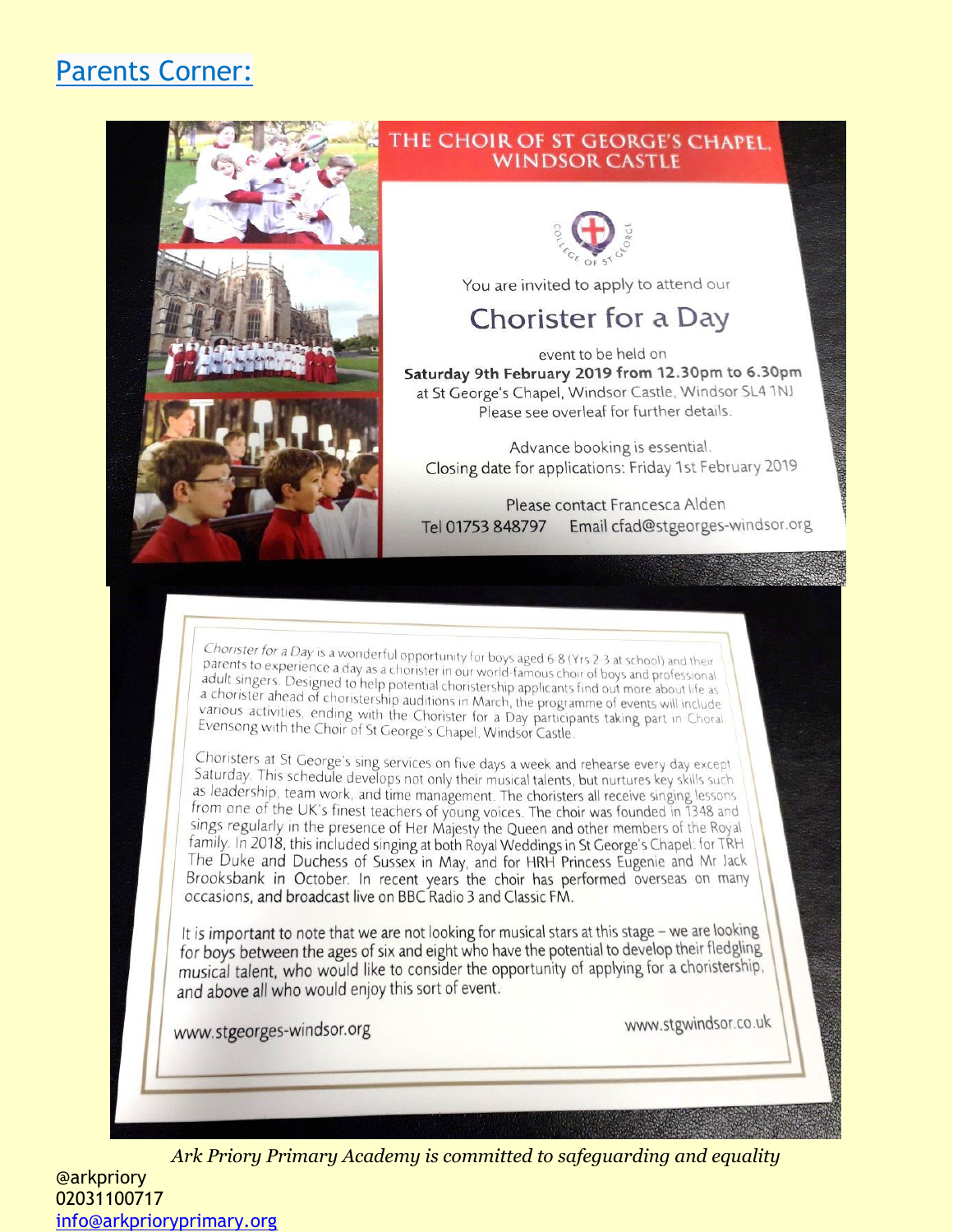## Parents Corner:

# THE CHOIR OF ST GEORGE'S CHAPEL, WINDSOR CASTLE

COLLEGE OF ST GEORGE

You are invited to apply to attend our

## Chorister for a Day

event to be held on

**Saturday 9th February 2019 from 12.30pm to 6.30pm**

at St George's Chapel, Windsor Castle, Windsor SL4 1NJ

Please see overleaf for further details.

Advance booking is essential.

Closing date for applications: Friday 1st February 2019

Please contact Francesca Alden

Tel 01753 848797 Email cfad@stgeorges-windsor.org

*Chorister for a Day* is a wonderful opportunity for boys aged 6-8 (Yrs 2-3 at school) and their parents to experience a day as a chorister in our world-famous choir of boys and professional adult singers. Designed to help potential choristership applicants find out more about life as a chorister ahead of choristership auditions in March, the programme of events will include various activities, ending with the Chorister for a Day participants taking part in Choral Evensong with the Choir of St George's Chapel, Windsor Castle.

Choristers at St George's sing services on five days a week and rehearse every day except Saturday. This schedule develops not only their musical talents, but nurtures key skills such as leadership, team work, and time management. The choristers all receive singing lessons from one of the UK's finest teachers of young voices. The choir was founded in 1348 and sings regularly in the presence of Her Majesty the Queen and other members of the Royal family. In 2018, this included singing at both Royal Weddings in St George's Chapel: for TRH The Duke and Duchess of Sussex in May, and for HRH Princess Eugenie and Mr Jack Brooksbank in October. In recent years the choir has performed overseas on many occasions, and broadcast live on BBC Radio 3 and Classic FM.

It is important to note that we are not looking for musical stars at this stage – we are looking for boys between the ages of six and eight who have the potential to develop their fledgling musical talent, who would like to consider the opportunity of applying for a choristership, and above all who would enjoy this sort of event.

www.stgeorges-windsor.org www.stgwindsor.co.uk

*Ark Priory Primary Academy is committed to safeguarding and equality*

@arkpriory
02031100717
info@arkprioryprimary.org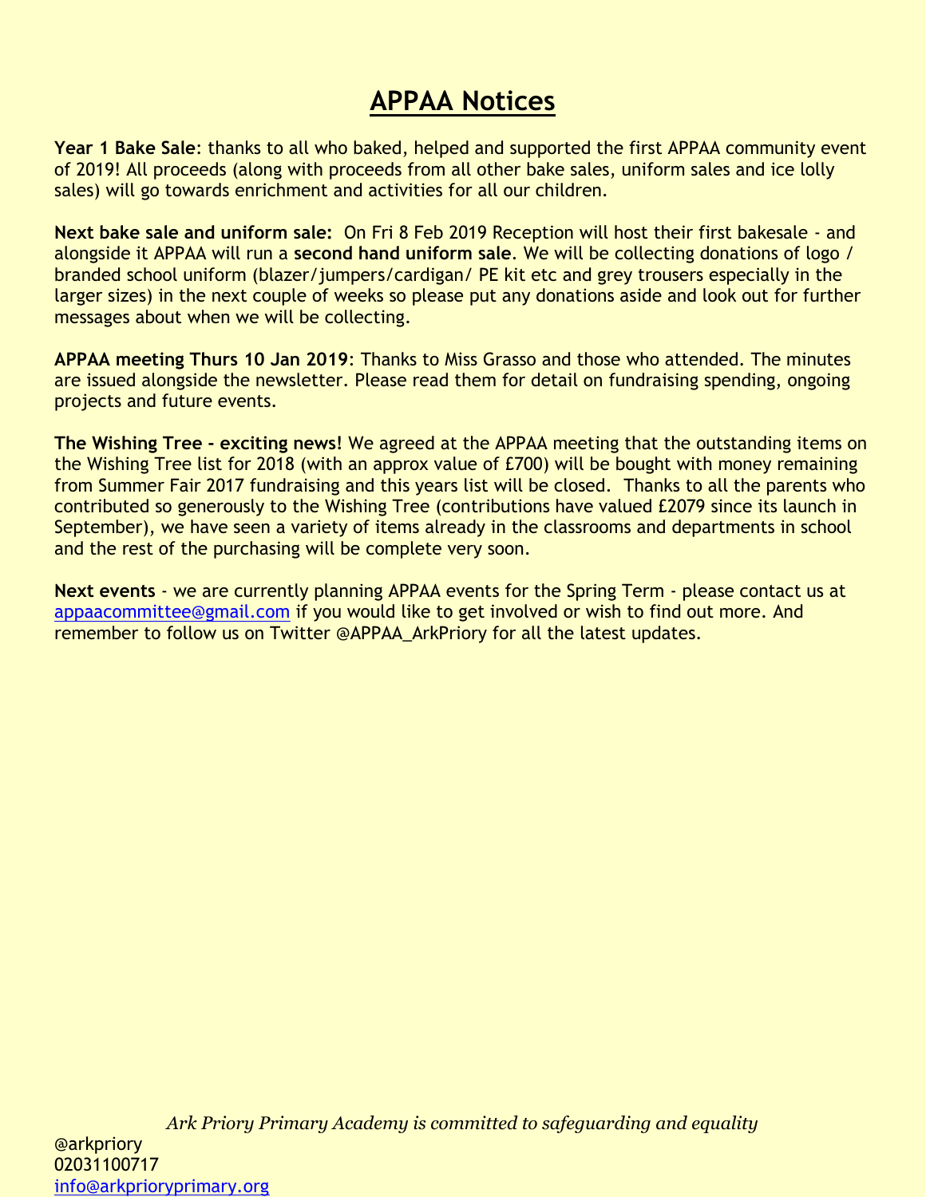# APPAA Notices

**Year 1 Bake Sale**: thanks to all who baked, helped and supported the first APPAA community event of 2019! All proceeds (along with proceeds from all other bake sales, uniform sales and ice lolly sales) will go towards enrichment and activities for all our children.

**Next bake sale and uniform sale:** On Fri 8 Feb 2019 Reception will host their first bakesale - and alongside it APPAA will run a **second hand uniform sale**. We will be collecting donations of logo / branded school uniform (blazer/jumpers/cardigan/ PE kit etc and grey trousers especially in the larger sizes) in the next couple of weeks so please put any donations aside and look out for further messages about when we will be collecting.

**APPAA meeting Thurs 10 Jan 2019**: Thanks to Miss Grasso and those who attended. The minutes are issued alongside the newsletter. Please read them for detail on fundraising spending, ongoing projects and future events.

**The Wishing Tree - exciting news!** We agreed at the APPAA meeting that the outstanding items on the Wishing Tree list for 2018 (with an approx value of £700) will be bought with money remaining from Summer Fair 2017 fundraising and this years list will be closed. Thanks to all the parents who contributed so generously to the Wishing Tree (contributions have valued £2079 since its launch in September), we have seen a variety of items already in the classrooms and departments in school and the rest of the purchasing will be complete very soon.

**Next events** - we are currently planning APPAA events for the Spring Term - please contact us at appaacommittee@gmail.com if you would like to get involved or wish to find out more. And remember to follow us on Twitter @APPAA_ArkPriory for all the latest updates.

*Ark Priory Primary Academy is committed to safeguarding and equality*

@arkpriory
02031100717
info@arkprioryprimary.org